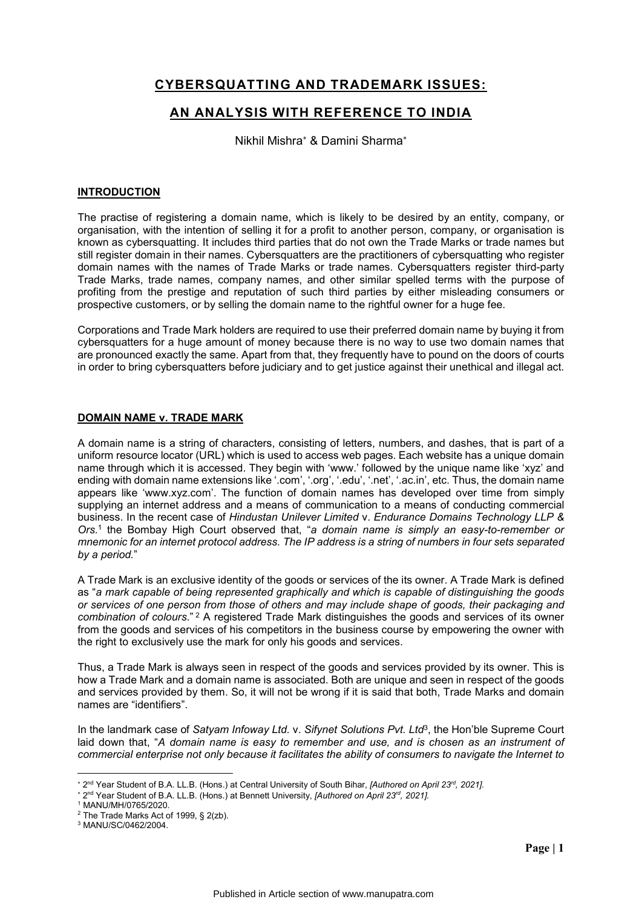# CYBERSQUATTING AND TRADEMARK ISSUES:

# AN ANALYSIS WITH REFERENCE TO INDIA

Nikhil Mishra* & Damini Sharma*

## INTRODUCTION

The practise of registering a domain name, which is likely to be desired by an entity, company, or organisation, with the intention of selling it for a profit to another person, company, or organisation is known as cybersquatting. It includes third parties that do not own the Trade Marks or trade names but still register domain in their names. Cybersquatters are the practitioners of cybersquatting who register domain names with the names of Trade Marks or trade names. Cybersquatters register third-party Trade Marks, trade names, company names, and other similar spelled terms with the purpose of profiting from the prestige and reputation of such third parties by either misleading consumers or prospective customers, or by selling the domain name to the rightful owner for a huge fee.

Corporations and Trade Mark holders are required to use their preferred domain name by buying it from cybersquatters for a huge amount of money because there is no way to use two domain names that are pronounced exactly the same. Apart from that, they frequently have to pound on the doors of courts in order to bring cybersquatters before judiciary and to get justice against their unethical and illegal act.

## DOMAIN NAME v. TRADE MARK

A domain name is a string of characters, consisting of letters, numbers, and dashes, that is part of a uniform resource locator (URL) which is used to access web pages. Each website has a unique domain name through which it is accessed. They begin with 'www.' followed by the unique name like 'xyz' and ending with domain name extensions like '.com', '.org', '.edu', '.net', '.ac.in', etc. Thus, the domain name appears like 'www.xyz.com'. The function of domain names has developed over time from simply supplying an internet address and a means of communication to a means of conducting commercial business. In the recent case of *Hindustan Unilever Limited* v. *Endurance Domains Technology LLP & Ors.*[1] the Bombay High Court observed that, "*a domain name is simply an easy-to-remember or mnemonic for an internet protocol address. The IP address is a string of numbers in four sets separated by a period.*"

A Trade Mark is an exclusive identity of the goods or services of the its owner. A Trade Mark is defined as "*a mark capable of being represented graphically and which is capable of distinguishing the goods or services of one person from those of others and may include shape of goods, their packaging and combination of colours.*"[2] A registered Trade Mark distinguishes the goods and services of its owner from the goods and services of his competitors in the business course by empowering the owner with the right to exclusively use the mark for only his goods and services.

Thus, a Trade Mark is always seen in respect of the goods and services provided by its owner. This is how a Trade Mark and a domain name is associated. Both are unique and seen in respect of the goods and services provided by them. So, it will not be wrong if it is said that both, Trade Marks and domain names are "identifiers".

In the landmark case of *Satyam Infoway Ltd.* v. *Sifynet Solutions Pvt. Ltd*[3], the Hon'ble Supreme Court laid down that, "*A domain name is easy to remember and use, and is chosen as an instrument of commercial enterprise not only because it facilitates the ability of consumers to navigate the Internet to*

---

\* 2nd Year Student of B.A. LL.B. (Hons.) at Central University of South Bihar, *[Authored on April 23rd, 2021]*.

\* 2nd Year Student of B.A. LL.B. (Hons.) at Bennett University, *[Authored on April 23rd, 2021]*.

[1] MANU/MH/0765/2020.

[2] The Trade Marks Act of 1999, § 2(zb).

[3] MANU/SC/0462/2004.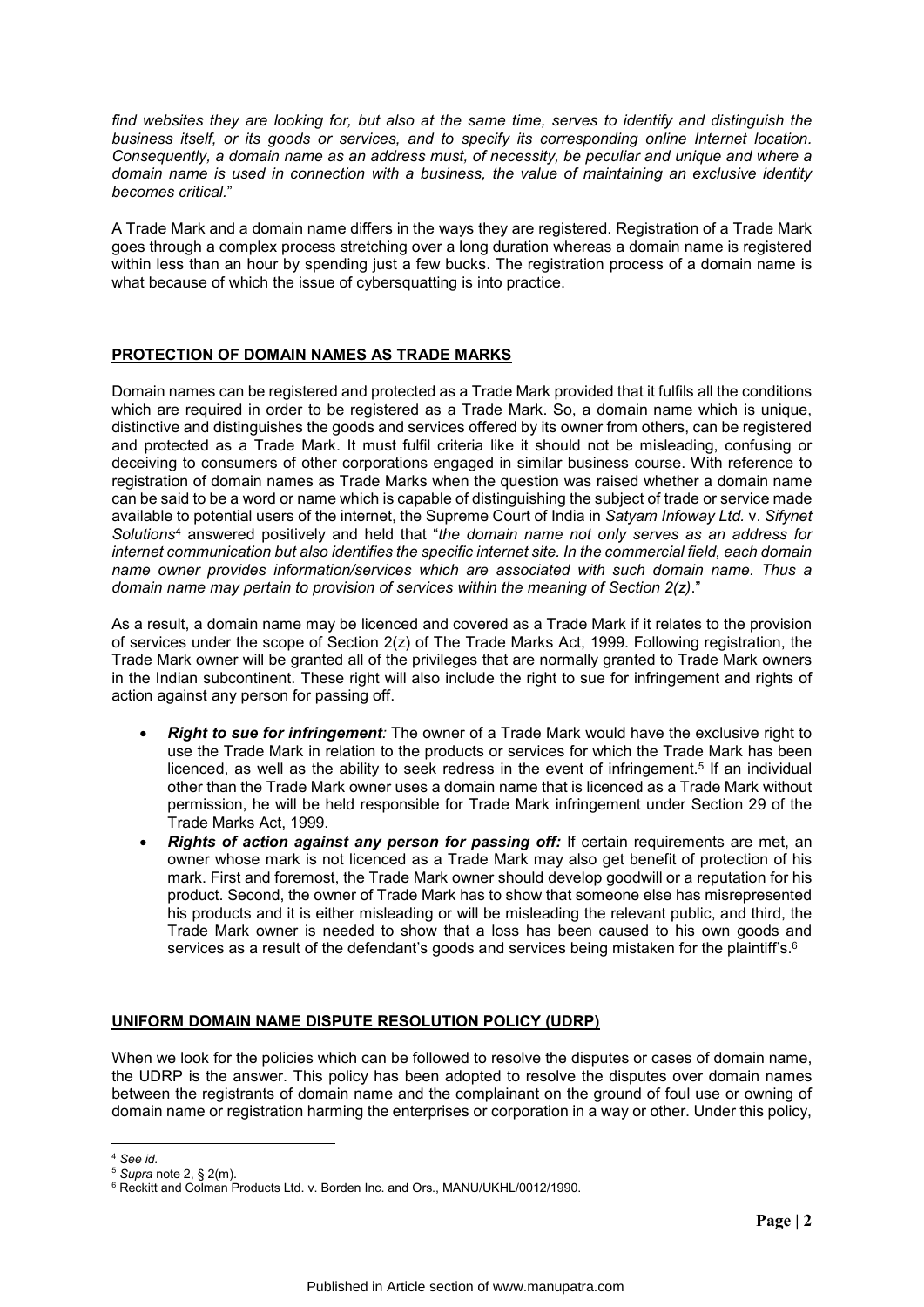*find websites they are looking for, but also at the same time, serves to identify and distinguish the business itself, or its goods or services, and to specify its corresponding online Internet location. Consequently, a domain name as an address must, of necessity, be peculiar and unique and where a domain name is used in connection with a business, the value of maintaining an exclusive identity becomes critical.*"

A Trade Mark and a domain name differs in the ways they are registered. Registration of a Trade Mark goes through a complex process stretching over a long duration whereas a domain name is registered within less than an hour by spending just a few bucks. The registration process of a domain name is what because of which the issue of cybersquatting is into practice.

## PROTECTION OF DOMAIN NAMES AS TRADE MARKS

Domain names can be registered and protected as a Trade Mark provided that it fulfils all the conditions which are required in order to be registered as a Trade Mark. So, a domain name which is unique, distinctive and distinguishes the goods and services offered by its owner from others, can be registered and protected as a Trade Mark. It must fulfil criteria like it should not be misleading, confusing or deceiving to consumers of other corporations engaged in similar business course. With reference to registration of domain names as Trade Marks when the question was raised whether a domain name can be said to be a word or name which is capable of distinguishing the subject of trade or service made available to potential users of the internet, the Supreme Court of India in *Satyam Infoway Ltd.* v. *Sifynet Solutions*[4] answered positively and held that "*the domain name not only serves as an address for internet communication but also identifies the specific internet site. In the commercial field, each domain name owner provides information/services which are associated with such domain name. Thus a domain name may pertain to provision of services within the meaning of Section 2(z)*."

As a result, a domain name may be licenced and covered as a Trade Mark if it relates to the provision of services under the scope of Section 2(z) of The Trade Marks Act, 1999. Following registration, the Trade Mark owner will be granted all of the privileges that are normally granted to Trade Mark owners in the Indian subcontinent. These right will also include the right to sue for infringement and rights of action against any person for passing off.

- ***Right to sue for infringement:*** The owner of a Trade Mark would have the exclusive right to use the Trade Mark in relation to the products or services for which the Trade Mark has been licenced, as well as the ability to seek redress in the event of infringement.[5] If an individual other than the Trade Mark owner uses a domain name that is licenced as a Trade Mark without permission, he will be held responsible for Trade Mark infringement under Section 29 of the Trade Marks Act, 1999.
- ***Rights of action against any person for passing off:*** If certain requirements are met, an owner whose mark is not licenced as a Trade Mark may also get benefit of protection of his mark. First and foremost, the Trade Mark owner should develop goodwill or a reputation for his product. Second, the owner of Trade Mark has to show that someone else has misrepresented his products and it is either misleading or will be misleading the relevant public, and third, the Trade Mark owner is needed to show that a loss has been caused to his own goods and services as a result of the defendant's goods and services being mistaken for the plaintiff's.[6]

## UNIFORM DOMAIN NAME DISPUTE RESOLUTION POLICY (UDRP)

When we look for the policies which can be followed to resolve the disputes or cases of domain name, the UDRP is the answer. This policy has been adopted to resolve the disputes over domain names between the registrants of domain name and the complainant on the ground of foul use or owning of domain name or registration harming the enterprises or corporation in a way or other. Under this policy,

---

[4] *See id.*

[5] *Supra* note 2, § 2(m).

[6] Reckitt and Colman Products Ltd. v. Borden Inc. and Ors., MANU/UKHL/0012/1990.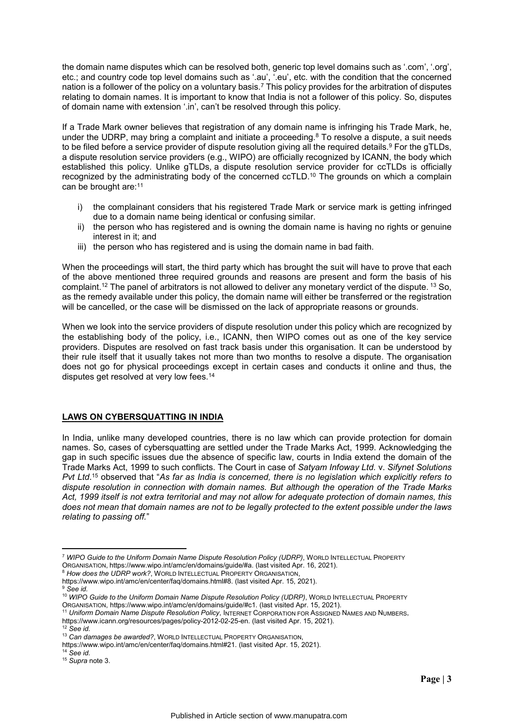the domain name disputes which can be resolved both, generic top level domains such as '.com', '.org', etc.; and country code top level domains such as '.au', '.eu', etc. with the condition that the concerned nation is a follower of the policy on a voluntary basis.[7] This policy provides for the arbitration of disputes relating to domain names. It is important to know that India is not a follower of this policy. So, disputes of domain name with extension '.in', can't be resolved through this policy.

If a Trade Mark owner believes that registration of any domain name is infringing his Trade Mark, he, under the UDRP, may bring a complaint and initiate a proceeding.[8] To resolve a dispute, a suit needs to be filed before a service provider of dispute resolution giving all the required details.[9] For the gTLDs, a dispute resolution service providers (e.g., WIPO) are officially recognized by ICANN, the body which established this policy. Unlike gTLDs, a dispute resolution service provider for ccTLDs is officially recognized by the administrating body of the concerned ccTLD.[10] The grounds on which a complain can be brought are:[11]

i) the complainant considers that his registered Trade Mark or service mark is getting infringed due to a domain name being identical or confusing similar.
ii) the person who has registered and is owning the domain name is having no rights or genuine interest in it; and
iii) the person who has registered and is using the domain name in bad faith.

When the proceedings will start, the third party which has brought the suit will have to prove that each of the above mentioned three required grounds and reasons are present and form the basis of his complaint.[12] The panel of arbitrators is not allowed to deliver any monetary verdict of the dispute. [13] So, as the remedy available under this policy, the domain name will either be transferred or the registration will be cancelled, or the case will be dismissed on the lack of appropriate reasons or grounds.

When we look into the service providers of dispute resolution under this policy which are recognized by the establishing body of the policy, i.e., ICANN, then WIPO comes out as one of the key service providers. Disputes are resolved on fast track basis under this organisation. It can be understood by their rule itself that it usually takes not more than two months to resolve a dispute. The organisation does not go for physical proceedings except in certain cases and conducts it online and thus, the disputes get resolved at very low fees.[14]

## LAWS ON CYBERSQUATTING IN INDIA

In India, unlike many developed countries, there is no law which can provide protection for domain names. So, cases of cybersquatting are settled under the Trade Marks Act, 1999. Acknowledging the gap in such specific issues due the absence of specific law, courts in India extend the domain of the Trade Marks Act, 1999 to such conflicts. The Court in case of *Satyam Infoway Ltd.* v. *Sifynet Solutions Pvt Ltd*.[15] observed that "*As far as India is concerned, there is no legislation which explicitly refers to dispute resolution in connection with domain names. But although the operation of the Trade Marks Act, 1999 itself is not extra territorial and may not allow for adequate protection of domain names, this does not mean that domain names are not to be legally protected to the extent possible under the laws relating to passing off.*"

---

[7] *WIPO Guide to the Uniform Domain Name Dispute Resolution Policy (UDRP)*, WORLD INTELLECTUAL PROPERTY ORGANISATION, https://www.wipo.int/amc/en/domains/guide/#a. (last visited Apr. 16, 2021).
[8] *How does the UDRP work?*, WORLD INTELLECTUAL PROPERTY ORGANISATION, https://www.wipo.int/amc/en/center/faq/domains.html#8. (last visited Apr. 15, 2021).
[9] *See id.*
[10] *WIPO Guide to the Uniform Domain Name Dispute Resolution Policy (UDRP)*, WORLD INTELLECTUAL PROPERTY ORGANISATION, https://www.wipo.int/amc/en/domains/guide/#c1. (last visited Apr. 15, 2021).
[11] *Uniform Domain Name Dispute Resolution Policy*, INTERNET CORPORATION FOR ASSIGNED NAMES AND NUMBERS, https://www.icann.org/resources/pages/policy-2012-02-25-en. (last visited Apr. 15, 2021).
[12] *See id.*
[13] *Can damages be awarded?*, WORLD INTELLECTUAL PROPERTY ORGANISATION, https://www.wipo.int/amc/en/center/faq/domains.html#21. (last visited Apr. 15, 2021).
[14] *See id.*
[15] *Supra* note 3.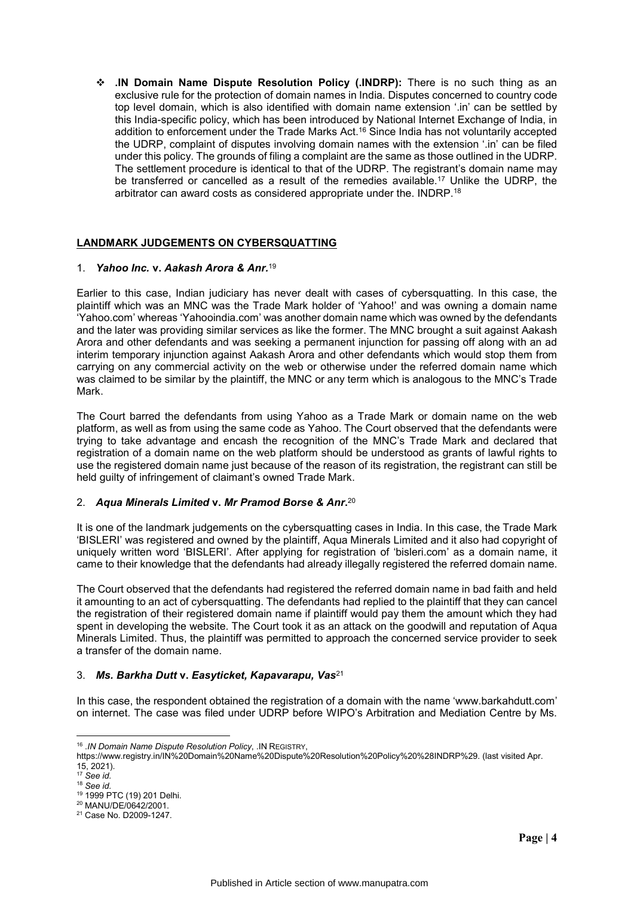- **.IN Domain Name Dispute Resolution Policy (.INDRP):** There is no such thing as an exclusive rule for the protection of domain names in India. Disputes concerned to country code top level domain, which is also identified with domain name extension '.in' can be settled by this India-specific policy, which has been introduced by National Internet Exchange of India, in addition to enforcement under the Trade Marks Act.[16] Since India has not voluntarily accepted the UDRP, complaint of disputes involving domain names with the extension '.in' can be filed under this policy. The grounds of filing a complaint are the same as those outlined in the UDRP. The settlement procedure is identical to that of the UDRP. The registrant's domain name may be transferred or cancelled as a result of the remedies available.[17] Unlike the UDRP, the arbitrator can award costs as considered appropriate under the. INDRP.[18]

## LANDMARK JUDGEMENTS ON CYBERSQUATTING

### 1. *Yahoo Inc.* v. *Aakash Arora & Anr.*[19]

Earlier to this case, Indian judiciary has never dealt with cases of cybersquatting. In this case, the plaintiff which was an MNC was the Trade Mark holder of 'Yahoo!' and was owning a domain name 'Yahoo.com' whereas 'Yahooindia.com' was another domain name which was owned by the defendants and the later was providing similar services as like the former. The MNC brought a suit against Aakash Arora and other defendants and was seeking a permanent injunction for passing off along with an ad interim temporary injunction against Aakash Arora and other defendants which would stop them from carrying on any commercial activity on the web or otherwise under the referred domain name which was claimed to be similar by the plaintiff, the MNC or any term which is analogous to the MNC's Trade Mark.

The Court barred the defendants from using Yahoo as a Trade Mark or domain name on the web platform, as well as from using the same code as Yahoo. The Court observed that the defendants were trying to take advantage and encash the recognition of the MNC's Trade Mark and declared that registration of a domain name on the web platform should be understood as grants of lawful rights to use the registered domain name just because of the reason of its registration, the registrant can still be held guilty of infringement of claimant's owned Trade Mark.

### 2. *Aqua Minerals Limited* v. *Mr Pramod Borse & Anr.*[20]

It is one of the landmark judgements on the cybersquatting cases in India. In this case, the Trade Mark 'BISLERI' was registered and owned by the plaintiff, Aqua Minerals Limited and it also had copyright of uniquely written word 'BISLERI'. After applying for registration of 'bisleri.com' as a domain name, it came to their knowledge that the defendants had already illegally registered the referred domain name.

The Court observed that the defendants had registered the referred domain name in bad faith and held it amounting to an act of cybersquatting. The defendants had replied to the plaintiff that they can cancel the registration of their registered domain name if plaintiff would pay them the amount which they had spent in developing the website. The Court took it as an attack on the goodwill and reputation of Aqua Minerals Limited. Thus, the plaintiff was permitted to approach the concerned service provider to seek a transfer of the domain name.

### 3. *Ms. Barkha Dutt* v. *Easyticket, Kapavarapu, Vas*[21]

In this case, the respondent obtained the registration of a domain with the name 'www.barkahdutt.com' on internet. The case was filed under UDRP before WIPO's Arbitration and Mediation Centre by Ms.

---

[16] *.IN Domain Name Dispute Resolution Policy*, .IN REGISTRY, https://www.registry.in/IN%20Domain%20Name%20Dispute%20Resolution%20Policy%20%28INDRP%29. (last visited Apr. 15, 2021).

[17] *See id.*

[18] *See id.*

[19] 1999 PTC (19) 201 Delhi.

[20] MANU/DE/0642/2001.

[21] Case No. D2009-1247.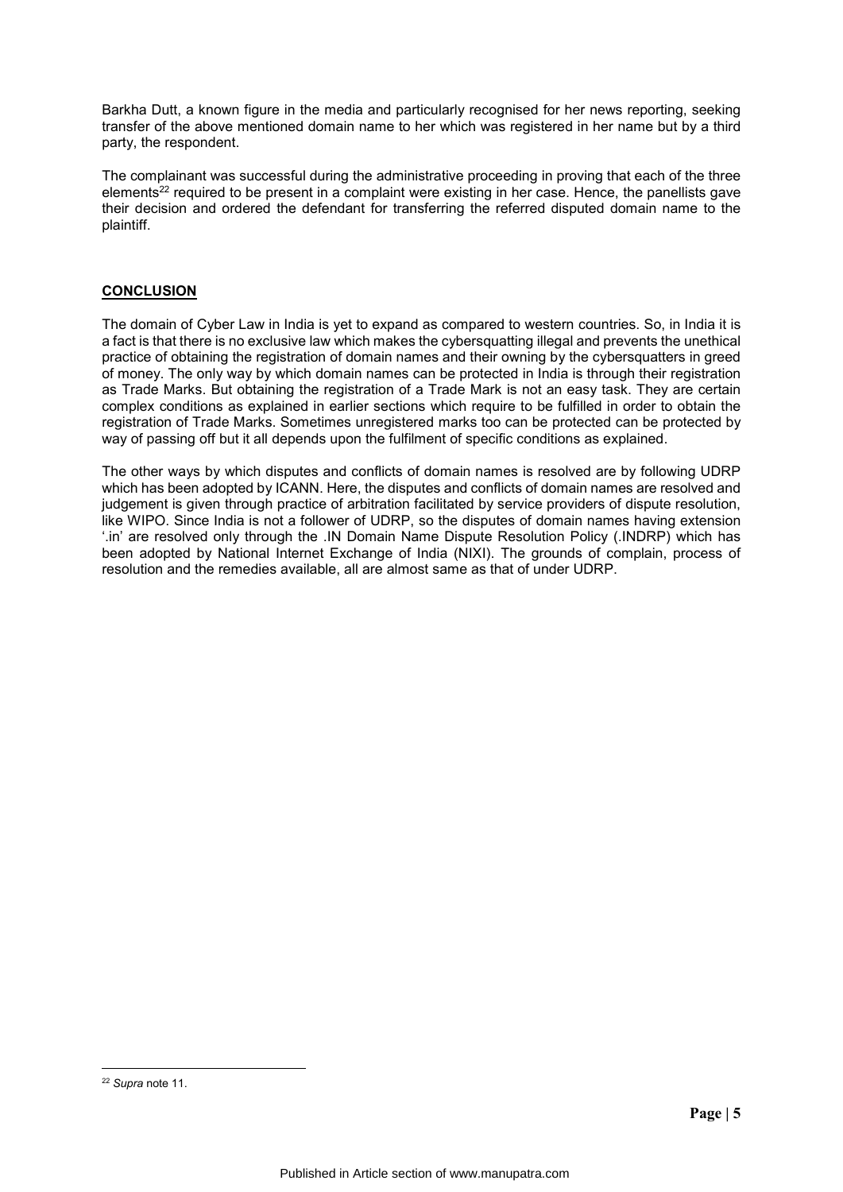Barkha Dutt, a known figure in the media and particularly recognised for her news reporting, seeking transfer of the above mentioned domain name to her which was registered in her name but by a third party, the respondent.

The complainant was successful during the administrative proceeding in proving that each of the three elements[22] required to be present in a complaint were existing in her case. Hence, the panellists gave their decision and ordered the defendant for transferring the referred disputed domain name to the plaintiff.

## CONCLUSION

The domain of Cyber Law in India is yet to expand as compared to western countries. So, in India it is a fact is that there is no exclusive law which makes the cybersquatting illegal and prevents the unethical practice of obtaining the registration of domain names and their owning by the cybersquatters in greed of money. The only way by which domain names can be protected in India is through their registration as Trade Marks. But obtaining the registration of a Trade Mark is not an easy task. They are certain complex conditions as explained in earlier sections which require to be fulfilled in order to obtain the registration of Trade Marks. Sometimes unregistered marks too can be protected can be protected by way of passing off but it all depends upon the fulfilment of specific conditions as explained.

The other ways by which disputes and conflicts of domain names is resolved are by following UDRP which has been adopted by ICANN. Here, the disputes and conflicts of domain names are resolved and judgement is given through practice of arbitration facilitated by service providers of dispute resolution, like WIPO. Since India is not a follower of UDRP, so the disputes of domain names having extension '.in' are resolved only through the .IN Domain Name Dispute Resolution Policy (.INDRP) which has been adopted by National Internet Exchange of India (NIXI). The grounds of complain, process of resolution and the remedies available, all are almost same as that of under UDRP.

---

[22] *Supra* note 11.

Published in Article section of www.manupatra.com